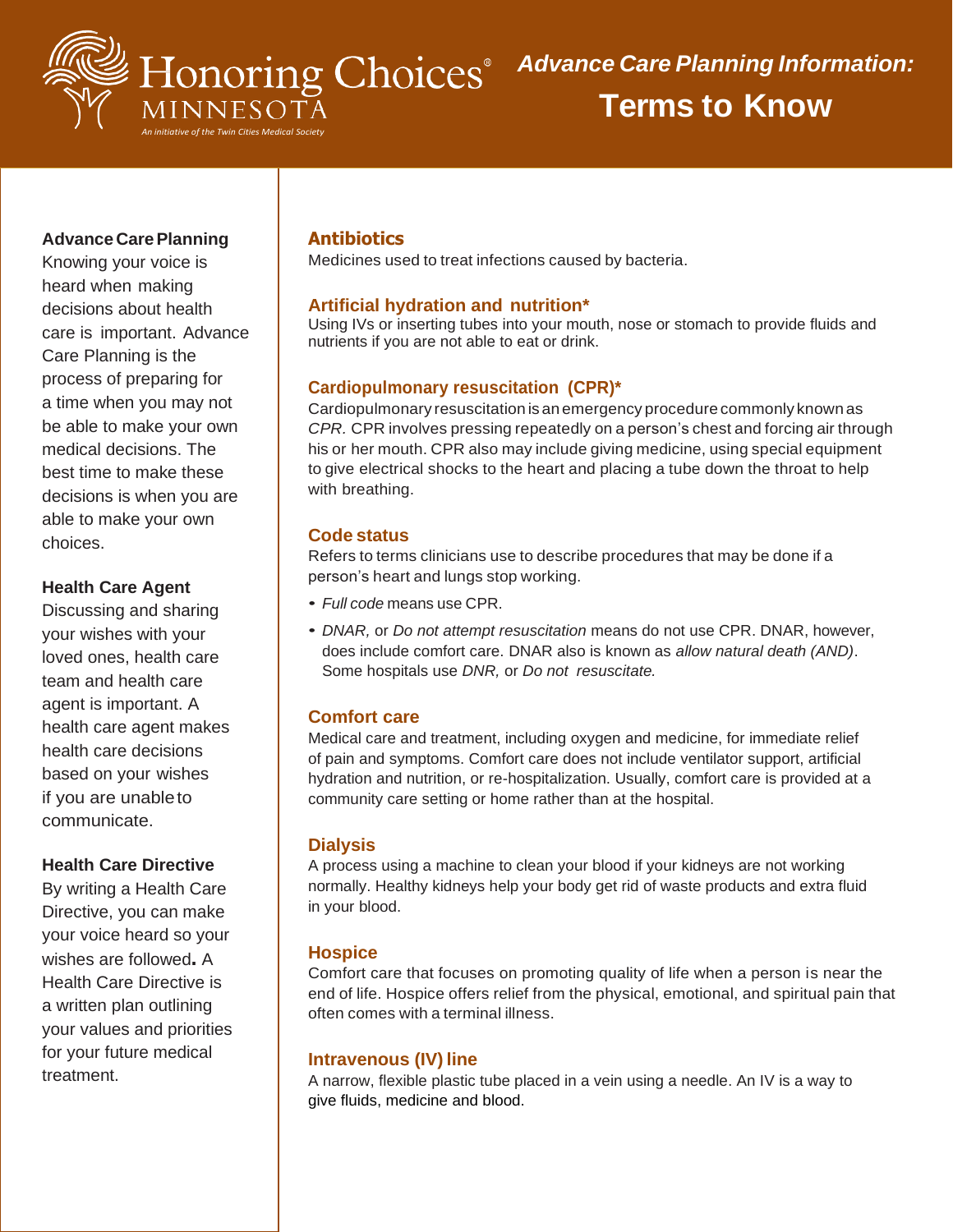Honoring Choices® MINNESOTA

*An initiative of the Twin Cities Medical Society*

# *Advance Care Planning Information:* Terms to Know

**Advance Care Planning**
Knowing your voice is heard when making decisions about health care is important. Advance Care Planning is the process of preparing for a time when you may not be able to make your own medical decisions. The best time to make these decisions is when you are able to make your own choices.

**Health Care Agent**
Discussing and sharing your wishes with your loved ones, health care team and health care agent is important. A health care agent makes health care decisions based on your wishes if you are unable to communicate.

**Health Care Directive**
By writing a Health Care Directive, you can make your voice heard so your wishes are followed**.** A Health Care Directive is a written plan outlining your values and priorities for your future medical treatment.

### Antibiotics

Medicines used to treat infections caused by bacteria.

### Artificial hydration and nutrition*

Using IVs or inserting tubes into your mouth, nose or stomach to provide fluids and nutrients if you are not able to eat or drink.

### Cardiopulmonary resuscitation (CPR)*

Cardiopulmonary resuscitation is an emergency procedure commonly known as *CPR.* CPR involves pressing repeatedly on a person's chest and forcing air through his or her mouth. CPR also may include giving medicine, using special equipment to give electrical shocks to the heart and placing a tube down the throat to help with breathing.

### Code status

Refers to terms clinicians use to describe procedures that may be done if a person's heart and lungs stop working.

- *Full code* means use CPR.
- *DNAR,* or *Do not attempt resuscitation* means do not use CPR. DNAR, however, does include comfort care. DNAR also is known as *allow natural death (AND)*. Some hospitals use *DNR,* or *Do not resuscitate.*

### Comfort care

Medical care and treatment, including oxygen and medicine, for immediate relief of pain and symptoms. Comfort care does not include ventilator support, artificial hydration and nutrition, or re-hospitalization. Usually, comfort care is provided at a community care setting or home rather than at the hospital.

### Dialysis

A process using a machine to clean your blood if your kidneys are not working normally. Healthy kidneys help your body get rid of waste products and extra fluid in your blood.

### Hospice

Comfort care that focuses on promoting quality of life when a person is near the end of life. Hospice offers relief from the physical, emotional, and spiritual pain that often comes with a terminal illness.

### Intravenous (IV) line

A narrow, flexible plastic tube placed in a vein using a needle. An IV is a way to give fluids, medicine and blood.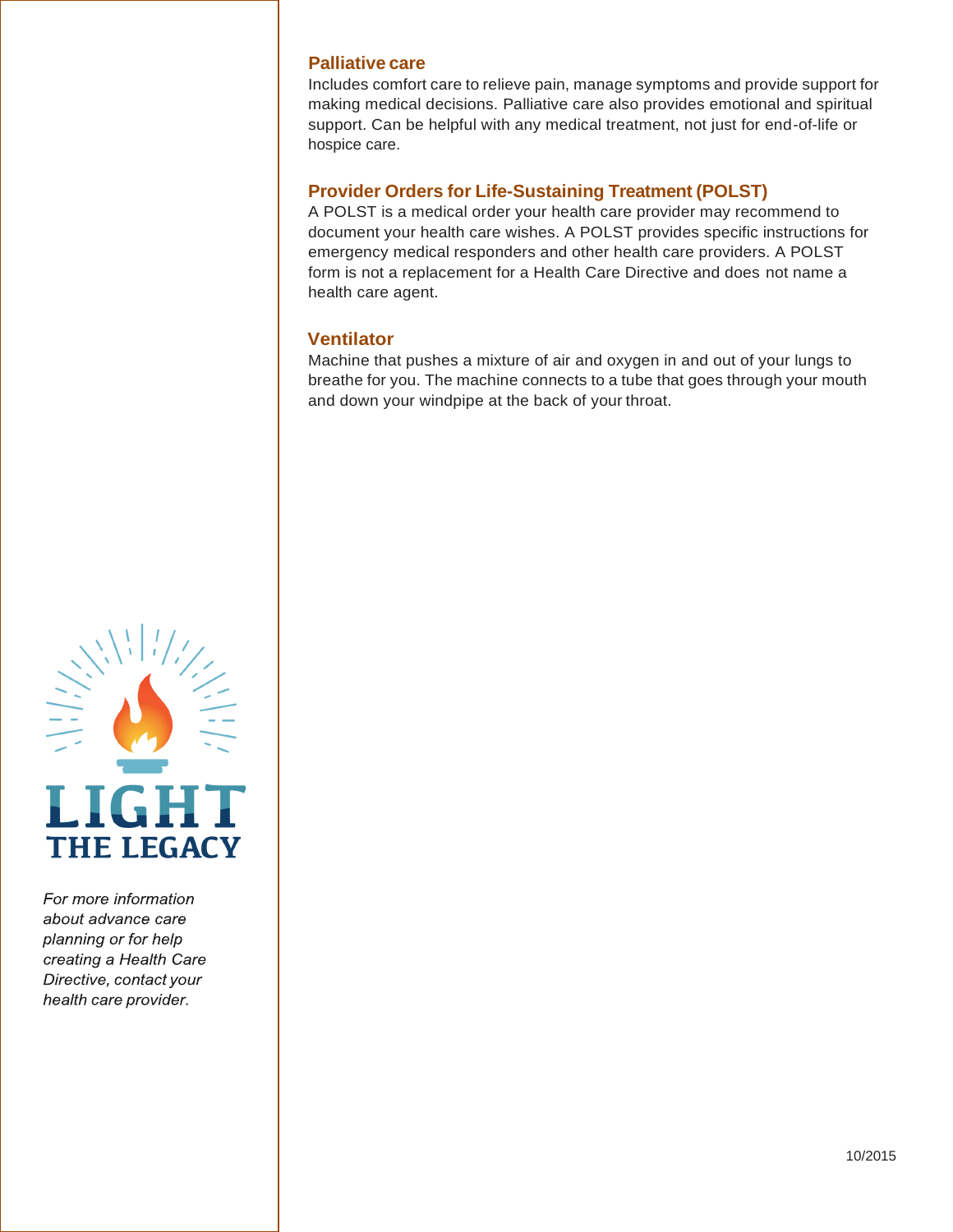### Palliative care

Includes comfort care to relieve pain, manage symptoms and provide support for making medical decisions. Palliative care also provides emotional and spiritual support. Can be helpful with any medical treatment, not just for end-of-life or hospice care.

### Provider Orders for Life-Sustaining Treatment (POLST)

A POLST is a medical order your health care provider may recommend to document your health care wishes. A POLST provides specific instructions for emergency medical responders and other health care providers. A POLST form is not a replacement for a Health Care Directive and does not name a health care agent.

### Ventilator

Machine that pushes a mixture of air and oxygen in and out of your lungs to breathe for you. The machine connects to a tube that goes through your mouth and down your windpipe at the back of your throat.

LIGHT THE LEGACY

*For more information about advance care planning or for help creating a Health Care Directive, contact your health care provider.*

10/2015